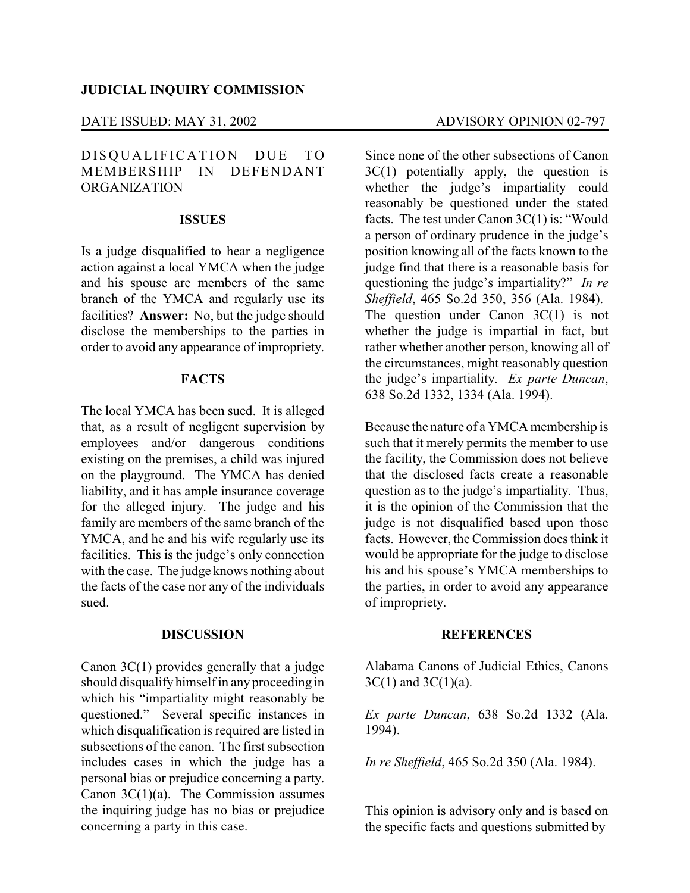**JUDICIAL INQUIRY COMMISSION**

DATE ISSUED: MAY 31, 2002 ADVISORY OPINION 02-797

DISQUALIFICATION DUE TO MEMBERSHIP IN DEFENDANT ORGANIZATION

## ISSUES

Is a judge disqualified to hear a negligence action against a local YMCA when the judge and his spouse are members of the same branch of the YMCA and regularly use its facilities? **Answer:** No, but the judge should disclose the memberships to the parties in order to avoid any appearance of impropriety.

## FACTS

The local YMCA has been sued. It is alleged that, as a result of negligent supervision by employees and/or dangerous conditions existing on the premises, a child was injured on the playground. The YMCA has denied liability, and it has ample insurance coverage for the alleged injury. The judge and his family are members of the same branch of the YMCA, and he and his wife regularly use its facilities. This is the judge's only connection with the case. The judge knows nothing about the facts of the case nor any of the individuals sued.

## DISCUSSION

Canon 3C(1) provides generally that a judge should disqualify himself in any proceeding in which his "impartiality might reasonably be questioned." Several specific instances in which disqualification is required are listed in subsections of the canon. The first subsection includes cases in which the judge has a personal bias or prejudice concerning a party. Canon 3C(1)(a). The Commission assumes the inquiring judge has no bias or prejudice concerning a party in this case.

Since none of the other subsections of Canon 3C(1) potentially apply, the question is whether the judge's impartiality could reasonably be questioned under the stated facts. The test under Canon 3C(1) is: "Would a person of ordinary prudence in the judge's position knowing all of the facts known to the judge find that there is a reasonable basis for questioning the judge's impartiality?" *In re Sheffield*, 465 So.2d 350, 356 (Ala. 1984). The question under Canon 3C(1) is not whether the judge is impartial in fact, but rather whether another person, knowing all of the circumstances, might reasonably question the judge's impartiality. *Ex parte Duncan*, 638 So.2d 1332, 1334 (Ala. 1994).

Because the nature of a YMCA membership is such that it merely permits the member to use the facility, the Commission does not believe that the disclosed facts create a reasonable question as to the judge's impartiality. Thus, it is the opinion of the Commission that the judge is not disqualified based upon those facts. However, the Commission does think it would be appropriate for the judge to disclose his and his spouse's YMCA memberships to the parties, in order to avoid any appearance of impropriety.

## REFERENCES

Alabama Canons of Judicial Ethics, Canons 3C(1) and 3C(1)(a).

*Ex parte Duncan*, 638 So.2d 1332 (Ala. 1994).

*In re Sheffield*, 465 So.2d 350 (Ala. 1984).

---

This opinion is advisory only and is based on the specific facts and questions submitted by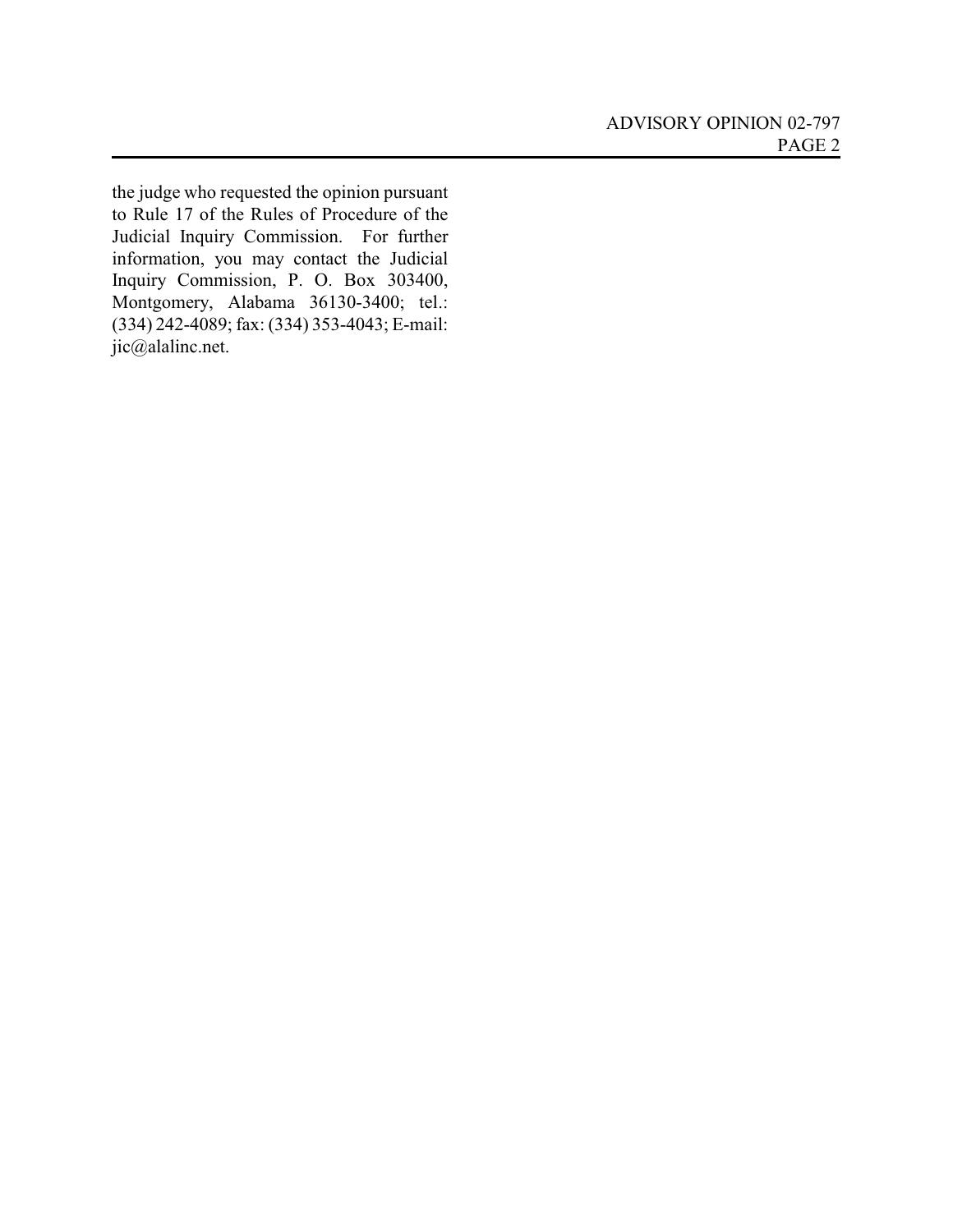the judge who requested the opinion pursuant to Rule 17 of the Rules of Procedure of the Judicial Inquiry Commission. For further information, you may contact the Judicial Inquiry Commission, P. O. Box 303400, Montgomery, Alabama 36130-3400; tel.: (334) 242-4089; fax: (334) 353-4043; E-mail: jic@alalinc.net.